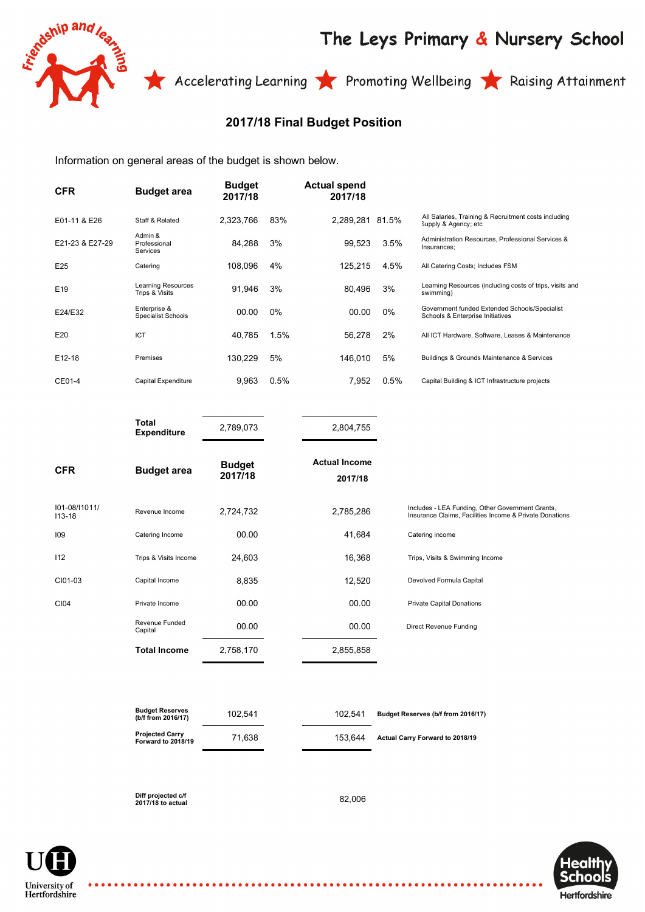# The Leys Primary & Nursery School

Accelerating Learning ★ Promoting Wellbeing ★ Raising Attainment

## 2017/18 Final Budget Position

Information on general areas of the budget is shown below.

| CFR | Budget area | Budget 2017/18 | | Actual spend 2017/18 | | |
|---|---|---|---|---|---|---|
| E01-11 & E26 | Staff & Related | 2,323,766 | 83% | 2,289,281 | 81.5% | All Salaries, Training & Recruitment costs including Supply & Agency; etc |
| E21-23 & E27-29 | Admin & Professional Services | 84,288 | 3% | 99,523 | 3.5% | Administration Resources, Professional Services & Insurances; |
| E25 | Catering | 108,096 | 4% | 125,215 | 4.5% | All Catering Costs; Includes FSM |
| E19 | Learning Resources Trips & Visits | 91,946 | 3% | 80,496 | 3% | Learning Resources (including costs of trips, visits and swimming) |
| E24/E32 | Enterprise & Specialist Schools | 00.00 | 0% | 00.00 | 0% | Government funded Extended Schools/Specialist Schools & Enterprise Initiatives |
| E20 | ICT | 40,785 | 1.5% | 56,278 | 2% | All ICT Hardware, Software, Leases & Maintenance |
| E12-18 | Premises | 130,229 | 5% | 146,010 | 5% | Buildings & Grounds Maintenance & Services |
| CE01-4 | Capital Expenditure | 9,963 | 0.5% | 7,952 | 0.5% | Capital Building & ICT Infrastructure projects |
| | **Total Expenditure** | 2,789,073 | | 2,804,755 | | |

| CFR | Budget area | Budget 2017/18 | Actual Income 2017/18 | |
|---|---|---|---|---|
| I01-08/I1011/ I13-18 | Revenue Income | 2,724,732 | 2,785,286 | Includes - LEA Funding, Other Government Grants, Insurance Claims, Facilities Income & Private Donations |
| I09 | Catering Income | 00.00 | 41,684 | Catering income |
| I12 | Trips & Visits Income | 24,603 | 16,368 | Trips, Visits & Swimming Income |
| CI01-03 | Capital Income | 8,835 | 12,520 | Devolved Formula Capital |
| CI04 | Private Income | 00.00 | 00.00 | Private Capital Donations |
| | Revenue Funded Capital | 00.00 | 00.00 | Direct Revenue Funding |
| | **Total Income** | 2,758,170 | 2,855,858 | |

| | Projected | Actual | |
|---|---|---|---|
| **Budget Reserves (b/f from 2016/17)** | 102,541 | 102,541 | **Budget Reserves (b/f from 2016/17)** |
| **Projected Carry Forward to 2018/19** | 71,638 | 153,644 | **Actual Carry Forward to 2018/19** |

**Diff projected c/f 2017/18 to actual** 82,006